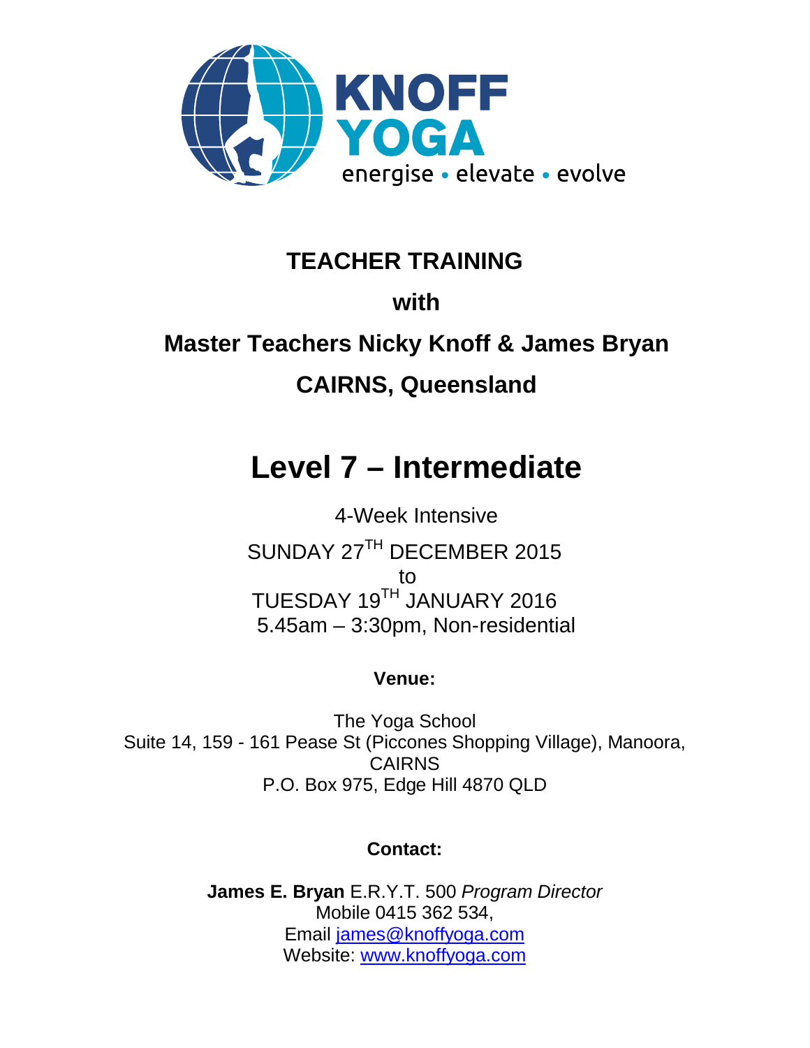KNOFF YOGA

energise • elevate • evolve

# TEACHER TRAINING

## with

## Master Teachers Nicky Knoff & James Bryan

## CAIRNS, Queensland

# Level 7 – Intermediate

4-Week Intensive

SUNDAY 27TH DECEMBER 2015
to
TUESDAY 19TH JANUARY 2016
5.45am – 3:30pm, Non-residential

**Venue:**

The Yoga School
Suite 14, 159 - 161 Pease St (Piccones Shopping Village), Manoora, CAIRNS
P.O. Box 975, Edge Hill 4870 QLD

**Contact:**

**James E. Bryan** E.R.Y.T. 500 *Program Director*
Mobile 0415 362 534,
Email james@knoffyoga.com
Website: www.knoffyoga.com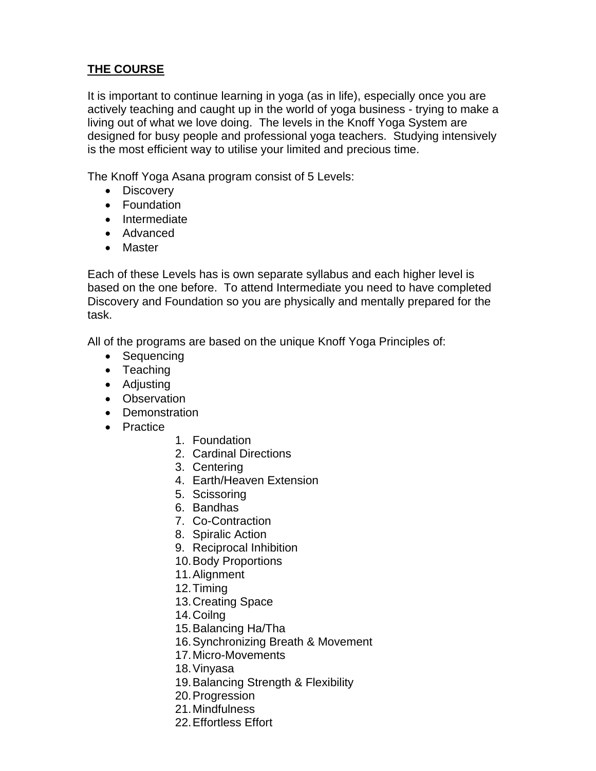## THE COURSE

It is important to continue learning in yoga (as in life), especially once you are actively teaching and caught up in the world of yoga business - trying to make a living out of what we love doing. The levels in the Knoff Yoga System are designed for busy people and professional yoga teachers. Studying intensively is the most efficient way to utilise your limited and precious time.

The Knoff Yoga Asana program consist of 5 Levels:

- Discovery
- Foundation
- Intermediate
- Advanced
- Master

Each of these Levels has is own separate syllabus and each higher level is based on the one before. To attend Intermediate you need to have completed Discovery and Foundation so you are physically and mentally prepared for the task.

All of the programs are based on the unique Knoff Yoga Principles of:

- Sequencing
- Teaching
- Adjusting
- Observation
- Demonstration
- Practice

1. Foundation
2. Cardinal Directions
3. Centering
4. Earth/Heaven Extension
5. Scissoring
6. Bandhas
7. Co-Contraction
8. Spiralic Action
9. Reciprocal Inhibition
10. Body Proportions
11. Alignment
12. Timing
13. Creating Space
14. Coilng
15. Balancing Ha/Tha
16. Synchronizing Breath & Movement
17. Micro-Movements
18. Vinyasa
19. Balancing Strength & Flexibility
20. Progression
21. Mindfulness
22. Effortless Effort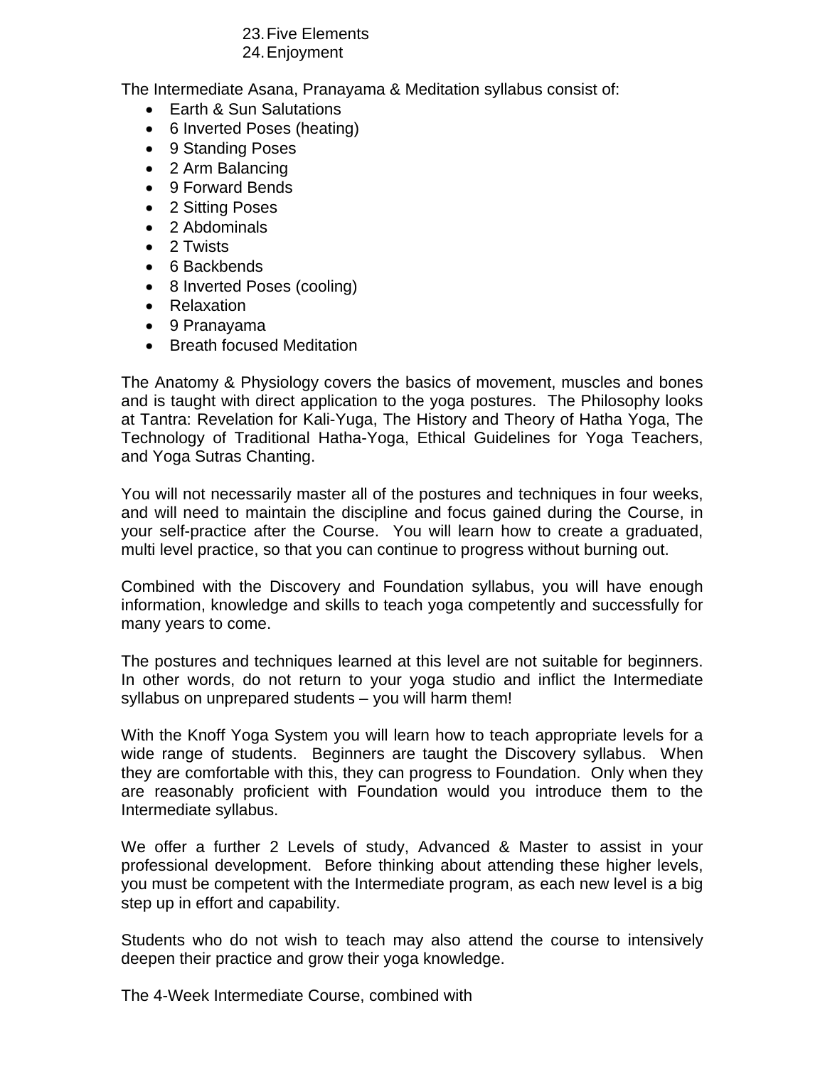23. Five Elements
24. Enjoyment

The Intermediate Asana, Pranayama & Meditation syllabus consist of:

- Earth & Sun Salutations
- 6 Inverted Poses (heating)
- 9 Standing Poses
- 2 Arm Balancing
- 9 Forward Bends
- 2 Sitting Poses
- 2 Abdominals
- 2 Twists
- 6 Backbends
- 8 Inverted Poses (cooling)
- Relaxation
- 9 Pranayama
- Breath focused Meditation

The Anatomy & Physiology covers the basics of movement, muscles and bones and is taught with direct application to the yoga postures. The Philosophy looks at Tantra: Revelation for Kali-Yuga, The History and Theory of Hatha Yoga, The Technology of Traditional Hatha-Yoga, Ethical Guidelines for Yoga Teachers, and Yoga Sutras Chanting.

You will not necessarily master all of the postures and techniques in four weeks, and will need to maintain the discipline and focus gained during the Course, in your self-practice after the Course. You will learn how to create a graduated, multi level practice, so that you can continue to progress without burning out.

Combined with the Discovery and Foundation syllabus, you will have enough information, knowledge and skills to teach yoga competently and successfully for many years to come.

The postures and techniques learned at this level are not suitable for beginners. In other words, do not return to your yoga studio and inflict the Intermediate syllabus on unprepared students – you will harm them!

With the Knoff Yoga System you will learn how to teach appropriate levels for a wide range of students. Beginners are taught the Discovery syllabus. When they are comfortable with this, they can progress to Foundation. Only when they are reasonably proficient with Foundation would you introduce them to the Intermediate syllabus.

We offer a further 2 Levels of study, Advanced & Master to assist in your professional development. Before thinking about attending these higher levels, you must be competent with the Intermediate program, as each new level is a big step up in effort and capability.

Students who do not wish to teach may also attend the course to intensively deepen their practice and grow their yoga knowledge.

The 4-Week Intermediate Course, combined with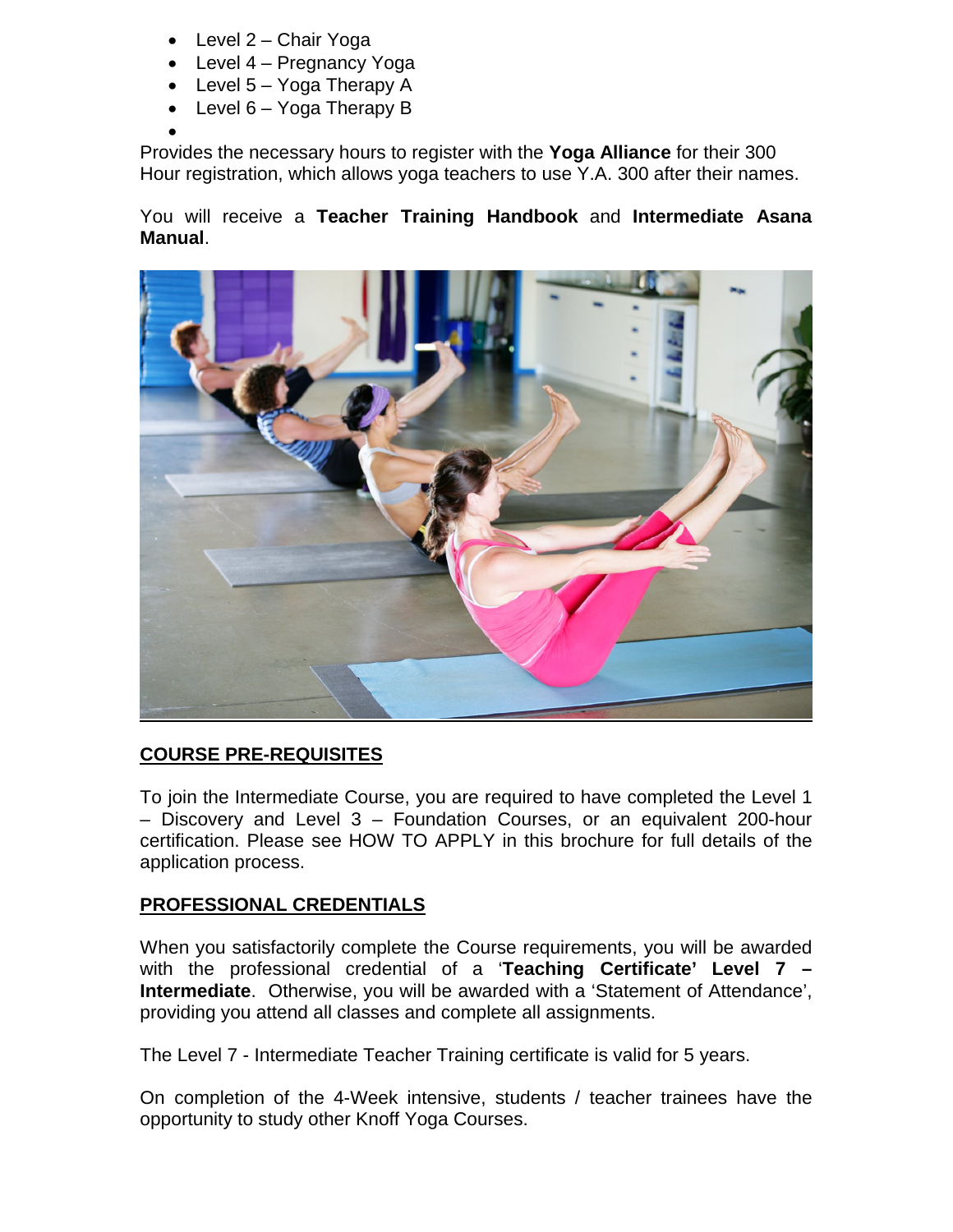- Level 2 – Chair Yoga
- Level 4 – Pregnancy Yoga
- Level 5 – Yoga Therapy A
- Level 6 – Yoga Therapy B

Provides the necessary hours to register with the **Yoga Alliance** for their 300 Hour registration, which allows yoga teachers to use Y.A. 300 after their names.

You will receive a **Teacher Training Handbook** and **Intermediate Asana Manual**.

## COURSE PRE-REQUISITES

To join the Intermediate Course, you are required to have completed the Level 1 – Discovery and Level 3 – Foundation Courses, or an equivalent 200-hour certification. Please see HOW TO APPLY in this brochure for full details of the application process.

## PROFESSIONAL CREDENTIALS

When you satisfactorily complete the Course requirements, you will be awarded with the professional credential of a '**Teaching Certificate' Level 7 – Intermediate**. Otherwise, you will be awarded with a 'Statement of Attendance', providing you attend all classes and complete all assignments.

The Level 7 - Intermediate Teacher Training certificate is valid for 5 years.

On completion of the 4-Week intensive, students / teacher trainees have the opportunity to study other Knoff Yoga Courses.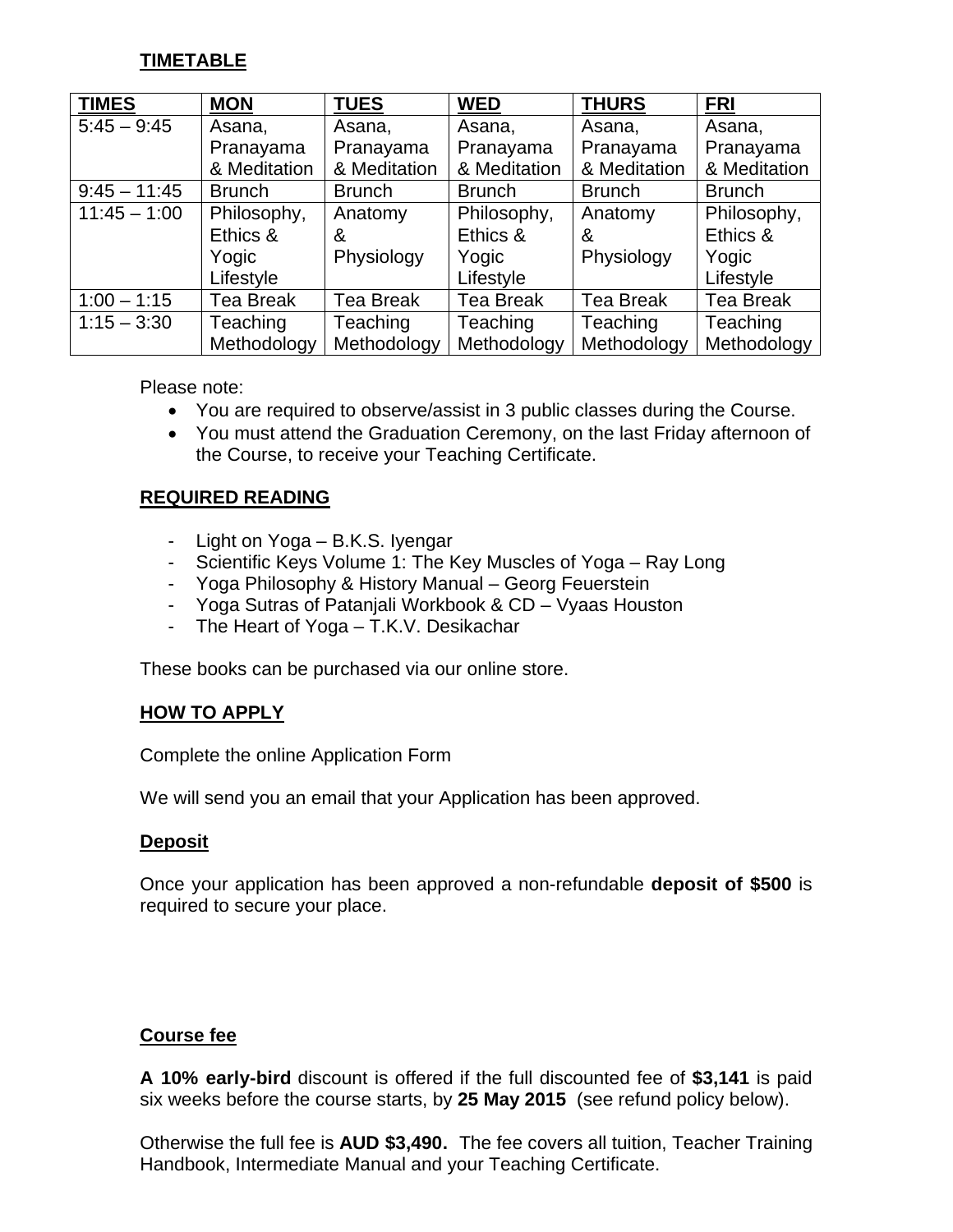## TIMETABLE

| TIMES | MON | TUES | WED | THURS | FRI |
|---|---|---|---|---|---|
| 5:45 – 9:45 | Asana, Pranayama & Meditation | Asana, Pranayama & Meditation | Asana, Pranayama & Meditation | Asana, Pranayama & Meditation | Asana, Pranayama & Meditation |
| 9:45 – 11:45 | Brunch | Brunch | Brunch | Brunch | Brunch |
| 11:45 – 1:00 | Philosophy, Ethics & Yogic Lifestyle | Anatomy & Physiology | Philosophy, Ethics & Yogic Lifestyle | Anatomy & Physiology | Philosophy, Ethics & Yogic Lifestyle |
| 1:00 – 1:15 | Tea Break | Tea Break | Tea Break | Tea Break | Tea Break |
| 1:15 – 3:30 | Teaching Methodology | Teaching Methodology | Teaching Methodology | Teaching Methodology | Teaching Methodology |

Please note:

- You are required to observe/assist in 3 public classes during the Course.
- You must attend the Graduation Ceremony, on the last Friday afternoon of the Course, to receive your Teaching Certificate.

## REQUIRED READING

- Light on Yoga – B.K.S. Iyengar
- Scientific Keys Volume 1: The Key Muscles of Yoga – Ray Long
- Yoga Philosophy & History Manual – Georg Feuerstein
- Yoga Sutras of Patanjali Workbook & CD – Vyaas Houston
- The Heart of Yoga – T.K.V. Desikachar

These books can be purchased via our online store.

## HOW TO APPLY

Complete the online Application Form

We will send you an email that your Application has been approved.

### Deposit

Once your application has been approved a non-refundable **deposit of $500** is required to secure your place.

### Course fee

**A 10% early-bird** discount is offered if the full discounted fee of **$3,141** is paid six weeks before the course starts, by **25 May 2015** (see refund policy below).

Otherwise the full fee is **AUD $3,490.** The fee covers all tuition, Teacher Training Handbook, Intermediate Manual and your Teaching Certificate.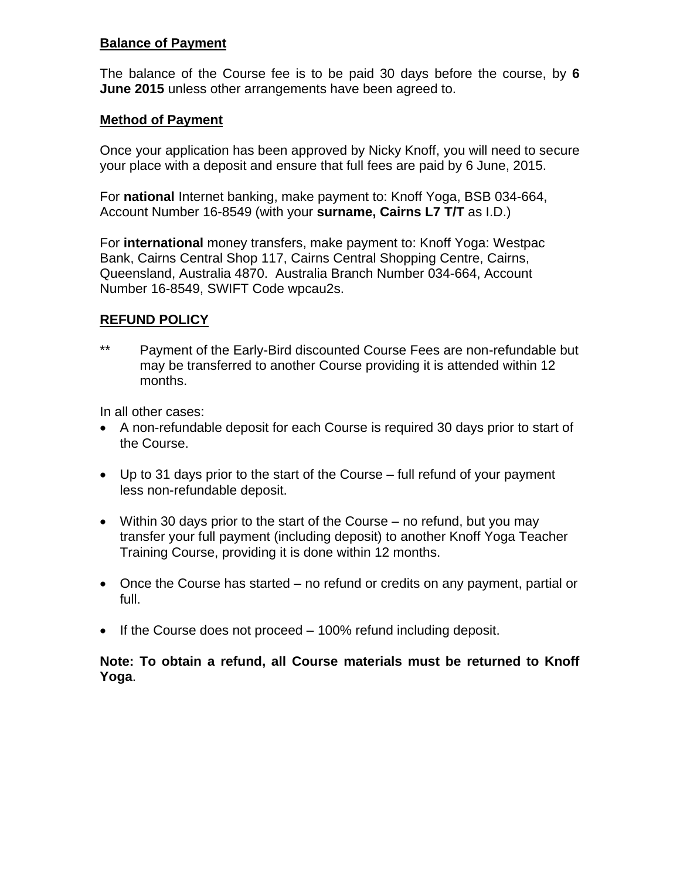**Balance of Payment**

The balance of the Course fee is to be paid 30 days before the course, by **6 June 2015** unless other arrangements have been agreed to.

**Method of Payment**

Once your application has been approved by Nicky Knoff, you will need to secure your place with a deposit and ensure that full fees are paid by 6 June, 2015.

For **national** Internet banking, make payment to: Knoff Yoga, BSB 034-664, Account Number 16-8549 (with your **surname, Cairns L7 T/T** as I.D.)

For **international** money transfers, make payment to: Knoff Yoga: Westpac Bank, Cairns Central Shop 117, Cairns Central Shopping Centre, Cairns, Queensland, Australia 4870. Australia Branch Number 034-664, Account Number 16-8549, SWIFT Code wpcau2s.

**REFUND POLICY**

** Payment of the Early-Bird discounted Course Fees are non-refundable but may be transferred to another Course providing it is attended within 12 months.

In all other cases:

- A non-refundable deposit for each Course is required 30 days prior to start of the Course.
- Up to 31 days prior to the start of the Course – full refund of your payment less non-refundable deposit.
- Within 30 days prior to the start of the Course – no refund, but you may transfer your full payment (including deposit) to another Knoff Yoga Teacher Training Course, providing it is done within 12 months.
- Once the Course has started – no refund or credits on any payment, partial or full.
- If the Course does not proceed – 100% refund including deposit.

**Note: To obtain a refund, all Course materials must be returned to Knoff Yoga**.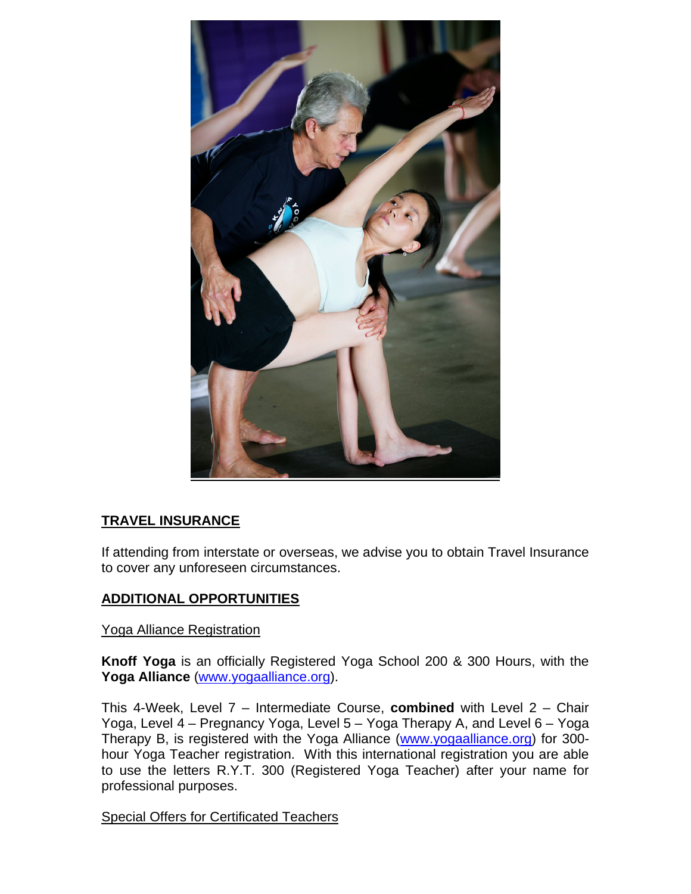## TRAVEL INSURANCE

If attending from interstate or overseas, we advise you to obtain Travel Insurance to cover any unforeseen circumstances.

## ADDITIONAL OPPORTUNITIES

### Yoga Alliance Registration

**Knoff Yoga** is an officially Registered Yoga School 200 & 300 Hours, with the **Yoga Alliance** (www.yogaalliance.org).

This 4-Week, Level 7 – Intermediate Course, **combined** with Level 2 – Chair Yoga, Level 4 – Pregnancy Yoga, Level 5 – Yoga Therapy A, and Level 6 – Yoga Therapy B, is registered with the Yoga Alliance (www.yogaalliance.org) for 300-hour Yoga Teacher registration. With this international registration you are able to use the letters R.Y.T. 300 (Registered Yoga Teacher) after your name for professional purposes.

### Special Offers for Certificated Teachers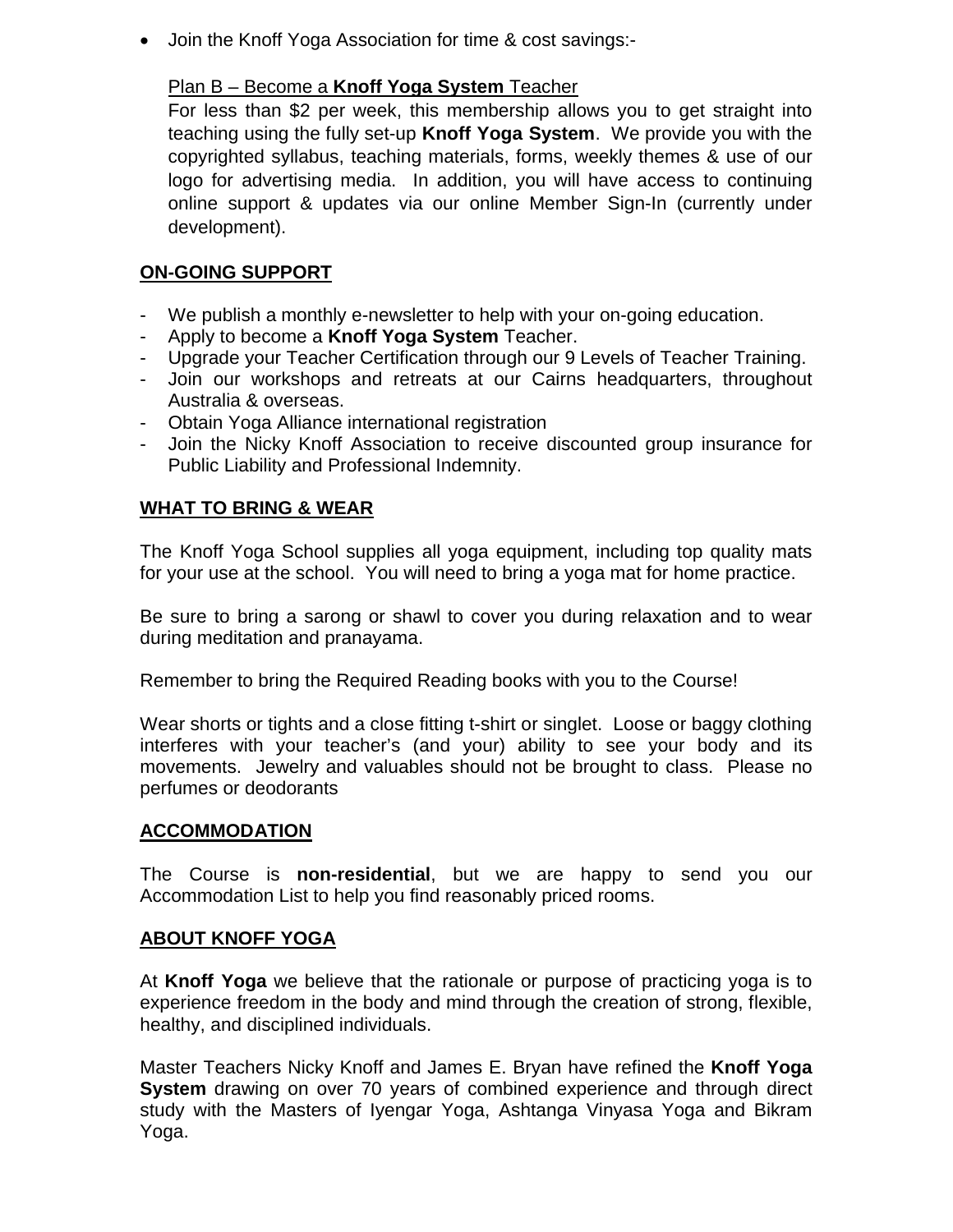- Join the Knoff Yoga Association for time & cost savings:-

  Plan B – Become a **Knoff Yoga System** Teacher
  For less than $2 per week, this membership allows you to get straight into teaching using the fully set-up **Knoff Yoga System**. We provide you with the copyrighted syllabus, teaching materials, forms, weekly themes & use of our logo for advertising media. In addition, you will have access to continuing online support & updates via our online Member Sign-In (currently under development).

## ON-GOING SUPPORT

- We publish a monthly e-newsletter to help with your on-going education.
- Apply to become a **Knoff Yoga System** Teacher.
- Upgrade your Teacher Certification through our 9 Levels of Teacher Training.
- Join our workshops and retreats at our Cairns headquarters, throughout Australia & overseas.
- Obtain Yoga Alliance international registration
- Join the Nicky Knoff Association to receive discounted group insurance for Public Liability and Professional Indemnity.

## WHAT TO BRING & WEAR

The Knoff Yoga School supplies all yoga equipment, including top quality mats for your use at the school. You will need to bring a yoga mat for home practice.

Be sure to bring a sarong or shawl to cover you during relaxation and to wear during meditation and pranayama.

Remember to bring the Required Reading books with you to the Course!

Wear shorts or tights and a close fitting t-shirt or singlet. Loose or baggy clothing interferes with your teacher's (and your) ability to see your body and its movements. Jewelry and valuables should not be brought to class. Please no perfumes or deodorants

## ACCOMMODATION

The Course is **non-residential**, but we are happy to send you our Accommodation List to help you find reasonably priced rooms.

## ABOUT KNOFF YOGA

At **Knoff Yoga** we believe that the rationale or purpose of practicing yoga is to experience freedom in the body and mind through the creation of strong, flexible, healthy, and disciplined individuals.

Master Teachers Nicky Knoff and James E. Bryan have refined the **Knoff Yoga System** drawing on over 70 years of combined experience and through direct study with the Masters of Iyengar Yoga, Ashtanga Vinyasa Yoga and Bikram Yoga.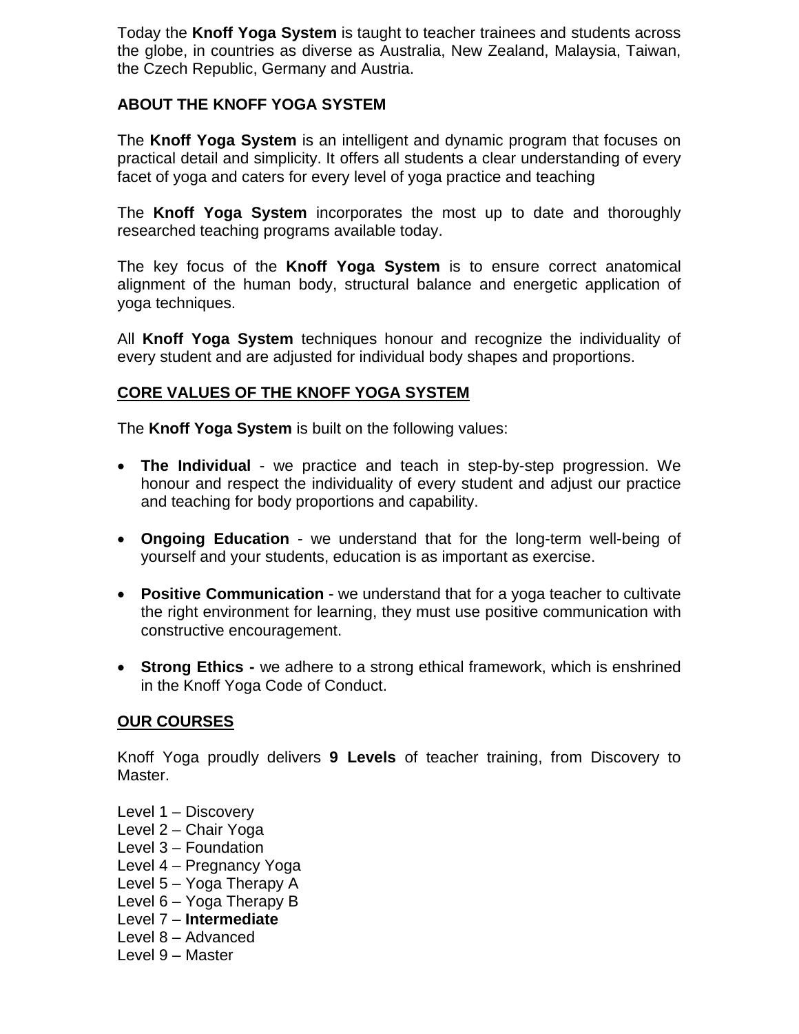Today the **Knoff Yoga System** is taught to teacher trainees and students across the globe, in countries as diverse as Australia, New Zealand, Malaysia, Taiwan, the Czech Republic, Germany and Austria.

## ABOUT THE KNOFF YOGA SYSTEM

The **Knoff Yoga System** is an intelligent and dynamic program that focuses on practical detail and simplicity. It offers all students a clear understanding of every facet of yoga and caters for every level of yoga practice and teaching

The **Knoff Yoga System** incorporates the most up to date and thoroughly researched teaching programs available today.

The key focus of the **Knoff Yoga System** is to ensure correct anatomical alignment of the human body, structural balance and energetic application of yoga techniques.

All **Knoff Yoga System** techniques honour and recognize the individuality of every student and are adjusted for individual body shapes and proportions.

## CORE VALUES OF THE KNOFF YOGA SYSTEM

The **Knoff Yoga System** is built on the following values:

- **The Individual** - we practice and teach in step-by-step progression. We honour and respect the individuality of every student and adjust our practice and teaching for body proportions and capability.
- **Ongoing Education** - we understand that for the long-term well-being of yourself and your students, education is as important as exercise.
- **Positive Communication** - we understand that for a yoga teacher to cultivate the right environment for learning, they must use positive communication with constructive encouragement.
- **Strong Ethics -** we adhere to a strong ethical framework, which is enshrined in the Knoff Yoga Code of Conduct.

## OUR COURSES

Knoff Yoga proudly delivers **9 Levels** of teacher training, from Discovery to Master.

Level 1 – Discovery
Level 2 – Chair Yoga
Level 3 – Foundation
Level 4 – Pregnancy Yoga
Level 5 – Yoga Therapy A
Level 6 – Yoga Therapy B
Level 7 – **Intermediate**
Level 8 – Advanced
Level 9 – Master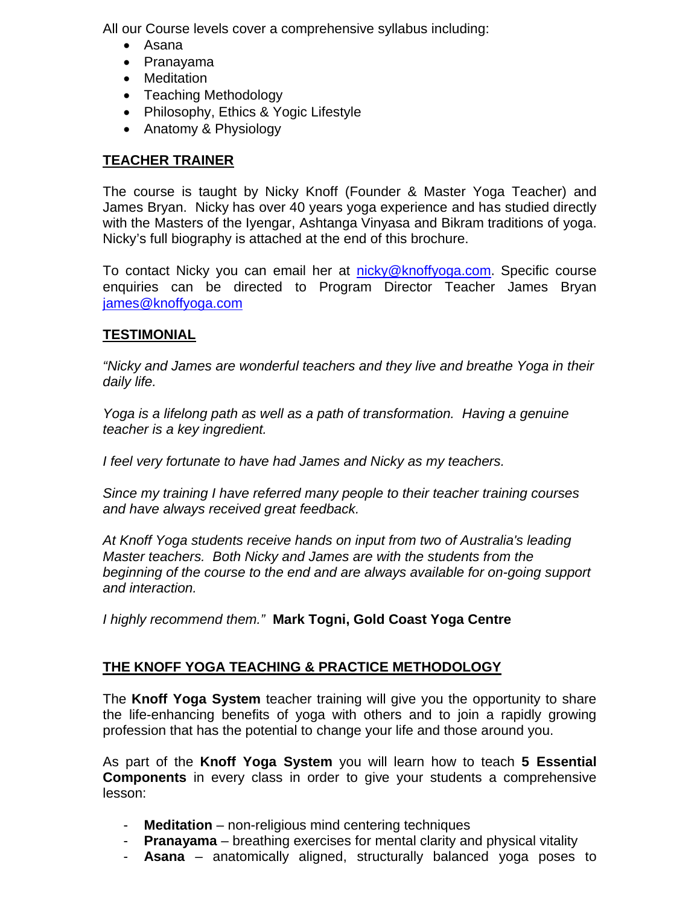All our Course levels cover a comprehensive syllabus including:

- Asana
- Pranayama
- Meditation
- Teaching Methodology
- Philosophy, Ethics & Yogic Lifestyle
- Anatomy & Physiology

## TEACHER TRAINER

The course is taught by Nicky Knoff (Founder & Master Yoga Teacher) and James Bryan. Nicky has over 40 years yoga experience and has studied directly with the Masters of the Iyengar, Ashtanga Vinyasa and Bikram traditions of yoga. Nicky's full biography is attached at the end of this brochure.

To contact Nicky you can email her at nicky@knoffyoga.com. Specific course enquiries can be directed to Program Director Teacher James Bryan james@knoffyoga.com

## TESTIMONIAL

*"Nicky and James are wonderful teachers and they live and breathe Yoga in their daily life.*

*Yoga is a lifelong path as well as a path of transformation. Having a genuine teacher is a key ingredient.*

*I feel very fortunate to have had James and Nicky as my teachers.*

*Since my training I have referred many people to their teacher training courses and have always received great feedback.*

*At Knoff Yoga students receive hands on input from two of Australia's leading Master teachers. Both Nicky and James are with the students from the beginning of the course to the end and are always available for on-going support and interaction.*

*I highly recommend them."* **Mark Togni, Gold Coast Yoga Centre**

## THE KNOFF YOGA TEACHING & PRACTICE METHODOLOGY

The **Knoff Yoga System** teacher training will give you the opportunity to share the life-enhancing benefits of yoga with others and to join a rapidly growing profession that has the potential to change your life and those around you.

As part of the **Knoff Yoga System** you will learn how to teach **5 Essential Components** in every class in order to give your students a comprehensive lesson:

- **Meditation** – non-religious mind centering techniques
- **Pranayama** – breathing exercises for mental clarity and physical vitality
- **Asana** – anatomically aligned, structurally balanced yoga poses to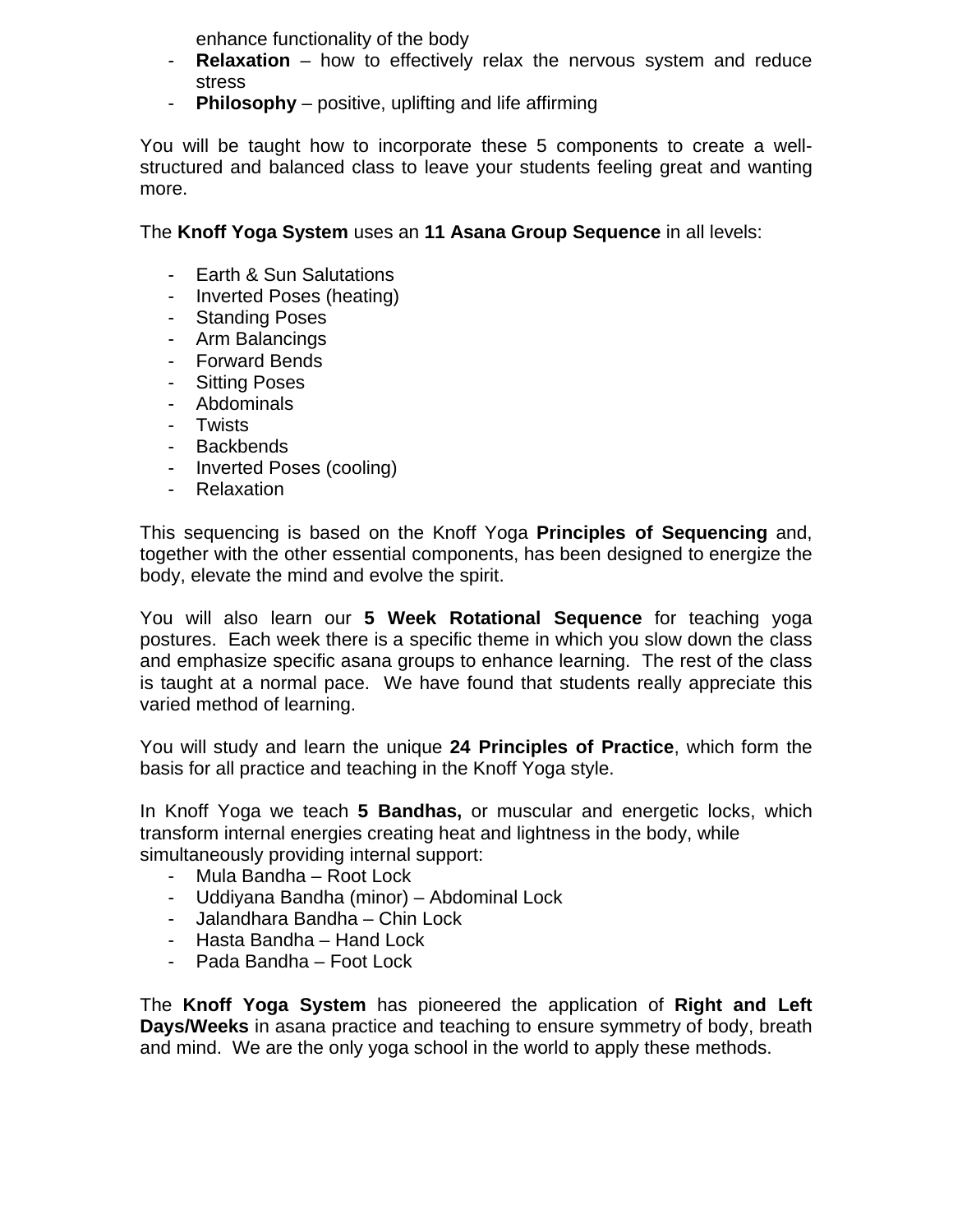enhance functionality of the body

- **Relaxation** – how to effectively relax the nervous system and reduce stress
- **Philosophy** – positive, uplifting and life affirming

You will be taught how to incorporate these 5 components to create a well-structured and balanced class to leave your students feeling great and wanting more.

The **Knoff Yoga System** uses an **11 Asana Group Sequence** in all levels:

- Earth & Sun Salutations
- Inverted Poses (heating)
- Standing Poses
- Arm Balancings
- Forward Bends
- Sitting Poses
- Abdominals
- Twists
- Backbends
- Inverted Poses (cooling)
- Relaxation

This sequencing is based on the Knoff Yoga **Principles of Sequencing** and, together with the other essential components, has been designed to energize the body, elevate the mind and evolve the spirit.

You will also learn our **5 Week Rotational Sequence** for teaching yoga postures. Each week there is a specific theme in which you slow down the class and emphasize specific asana groups to enhance learning. The rest of the class is taught at a normal pace. We have found that students really appreciate this varied method of learning.

You will study and learn the unique **24 Principles of Practice**, which form the basis for all practice and teaching in the Knoff Yoga style.

In Knoff Yoga we teach **5 Bandhas,** or muscular and energetic locks, which transform internal energies creating heat and lightness in the body, while simultaneously providing internal support:

- Mula Bandha – Root Lock
- Uddiyana Bandha (minor) – Abdominal Lock
- Jalandhara Bandha – Chin Lock
- Hasta Bandha – Hand Lock
- Pada Bandha – Foot Lock

The **Knoff Yoga System** has pioneered the application of **Right and Left Days/Weeks** in asana practice and teaching to ensure symmetry of body, breath and mind. We are the only yoga school in the world to apply these methods.